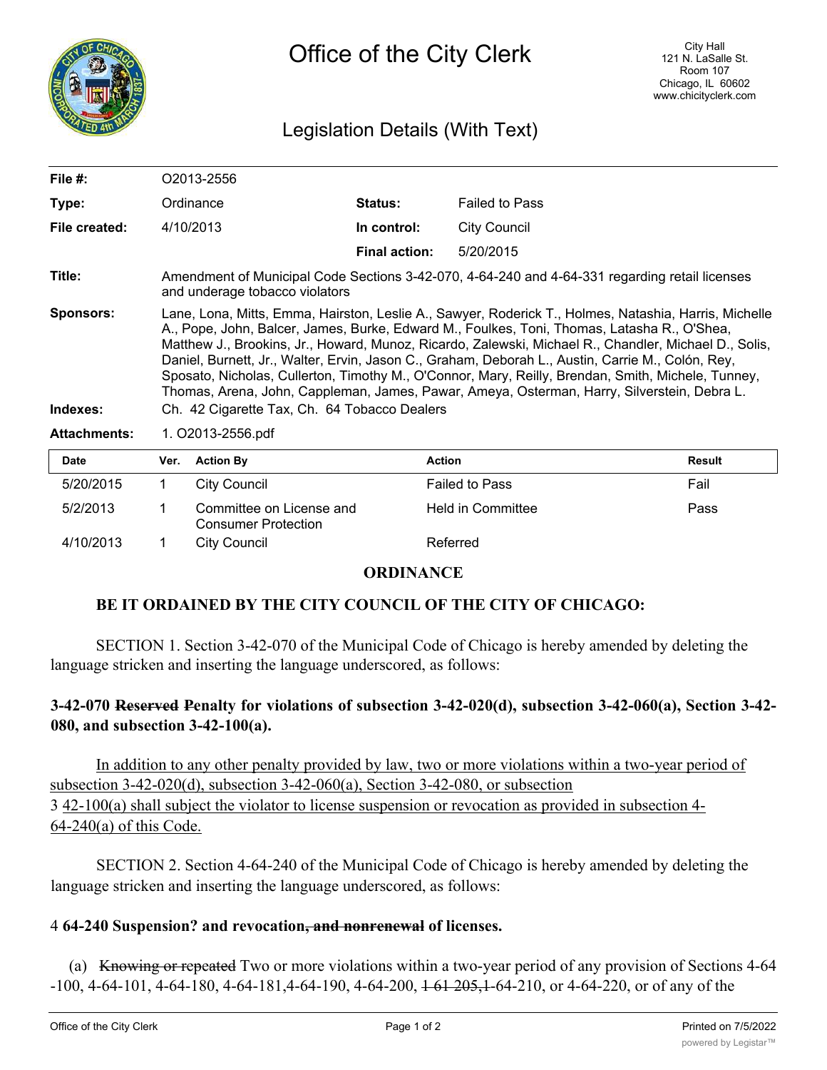# Office of the City Clerk

City Hall
121 N. LaSalle St.
Room 107
Chicago, IL 60602
www.chicityclerk.com

## Legislation Details (With Text)

| | | | |
|---|---|---|---|
| **File #:** | O2013-2556 | | |
| **Type:** | Ordinance | **Status:** | Failed to Pass |
| **File created:** | 4/10/2013 | **In control:** | City Council |
| | | **Final action:** | 5/20/2015 |

**Title:** Amendment of Municipal Code Sections 3-42-070, 4-64-240 and 4-64-331 regarding retail licenses and underage tobacco violators

**Sponsors:** Lane, Lona, Mitts, Emma, Hairston, Leslie A., Sawyer, Roderick T., Holmes, Natashia, Harris, Michelle A., Pope, John, Balcer, James, Burke, Edward M., Foulkes, Toni, Thomas, Latasha R., O'Shea, Matthew J., Brookins, Jr., Howard, Munoz, Ricardo, Zalewski, Michael R., Chandler, Michael D., Solis, Daniel, Burnett, Jr., Walter, Ervin, Jason C., Graham, Deborah L., Austin, Carrie M., Colón, Rey, Sposato, Nicholas, Cullerton, Timothy M., O'Connor, Mary, Reilly, Brendan, Smith, Michele, Tunney, Thomas, Arena, John, Cappleman, James, Pawar, Ameya, Osterman, Harry, Silverstein, Debra L.

**Indexes:** Ch. 42 Cigarette Tax, Ch. 64 Tobacco Dealers

**Attachments:** 1. O2013-2556.pdf

| Date | Ver. | Action By | Action | Result |
|---|---|---|---|---|
| 5/20/2015 | 1 | City Council | Failed to Pass | Fail |
| 5/2/2013 | 1 | Committee on License and Consumer Protection | Held in Committee | Pass |
| 4/10/2013 | 1 | City Council | Referred | |

**ORDINANCE**

**BE IT ORDAINED BY THE CITY COUNCIL OF THE CITY OF CHICAGO:**

SECTION 1. Section 3-42-070 of the Municipal Code of Chicago is hereby amended by deleting the language stricken and inserting the language underscored, as follows:

**3-42-070 ~~Reserved~~ Penalty for violations of subsection 3-42-020(d), subsection 3-42-060(a), Section 3-42-080, and subsection 3-42-100(a).**

In addition to any other penalty provided by law, two or more violations within a two-year period of subsection 3-42-020(d), subsection 3-42-060(a), Section 3-42-080, or subsection 3 42-100(a) shall subject the violator to license suspension or revocation as provided in subsection 4-64-240(a) of this Code.

SECTION 2. Section 4-64-240 of the Municipal Code of Chicago is hereby amended by deleting the language stricken and inserting the language underscored, as follows:

**4 64-240 Suspension? and revocation~~, and nonrenewal~~ of licenses.**

(a) ~~Knowing or repeated~~ Two or more violations within a two-year period of any provision of Sections 4-64 -100, 4-64-101, 4-64-180, 4-64-181,4-64-190, 4-64-200, ~~1 61 205,1~~-64-210, or 4-64-220, or of any of the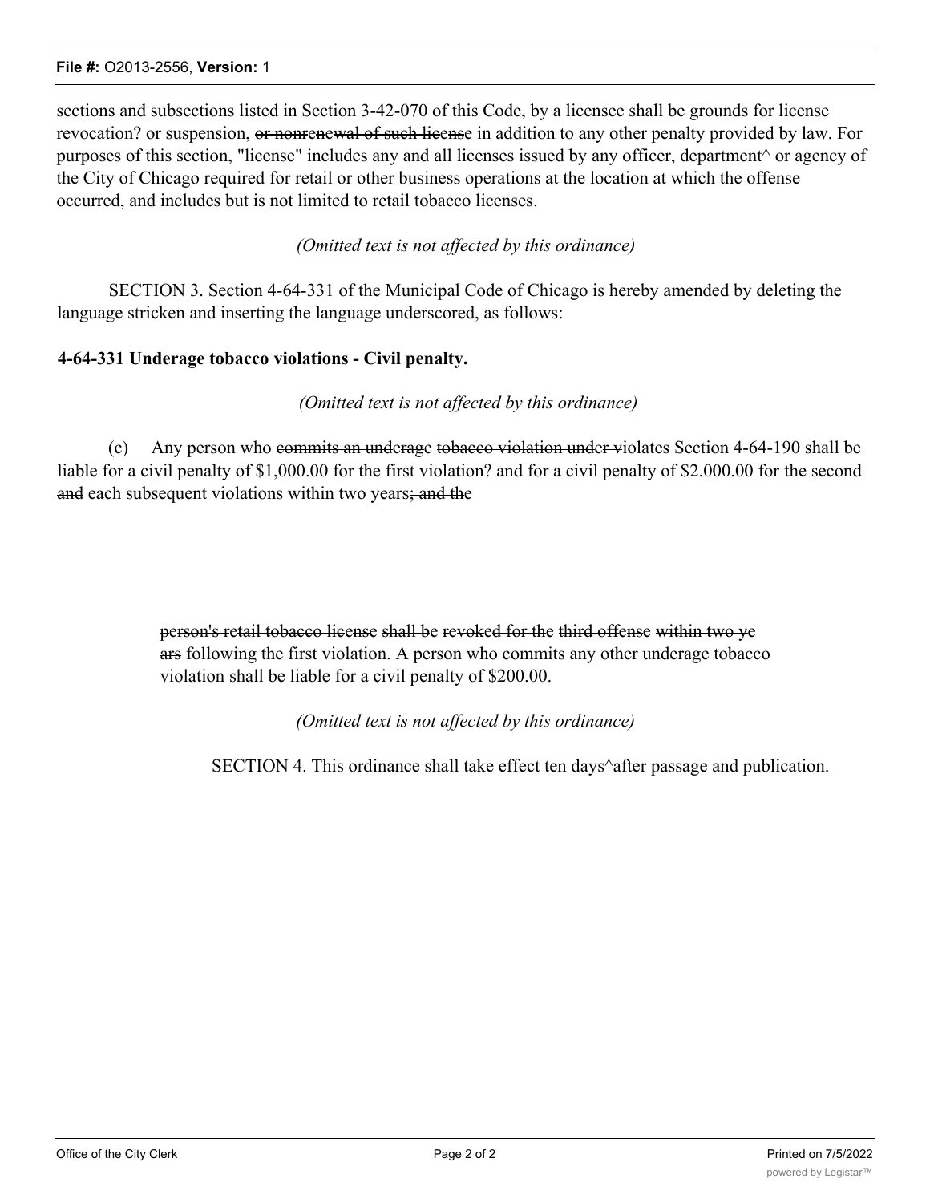sections and subsections listed in Section 3-42-070 of this Code, by a licensee shall be grounds for license revocation? or suspension, ~~or nonrenewal of such license~~ in addition to any other penalty provided by law. For purposes of this section, "license" includes any and all licenses issued by any officer, department^ or agency of the City of Chicago required for retail or other business operations at the location at which the offense occurred, and includes but is not limited to retail tobacco licenses.

*(Omitted text is not affected by this ordinance)*

SECTION 3. Section 4-64-331 of the Municipal Code of Chicago is hereby amended by deleting the language stricken and inserting the language underscored, as follows:

**4-64-331 Underage tobacco violations - Civil penalty.**

*(Omitted text is not affected by this ordinance)*

(c) Any person who ~~commits an underage tobacco violation under vi~~olates Section 4-64-190 shall be liable for a civil penalty of $1,000.00 for the first violation? and for a civil penalty of $2.000.00 for ~~the second and~~ each subsequent violations within two years~~; and the~~

~~person's retail tobacco license shall be revoked for the third offense within two ye ars~~ following the first violation. A person who commits any other underage tobacco violation shall be liable for a civil penalty of $200.00.

*(Omitted text is not affected by this ordinance)*

SECTION 4. This ordinance shall take effect ten days^after passage and publication.